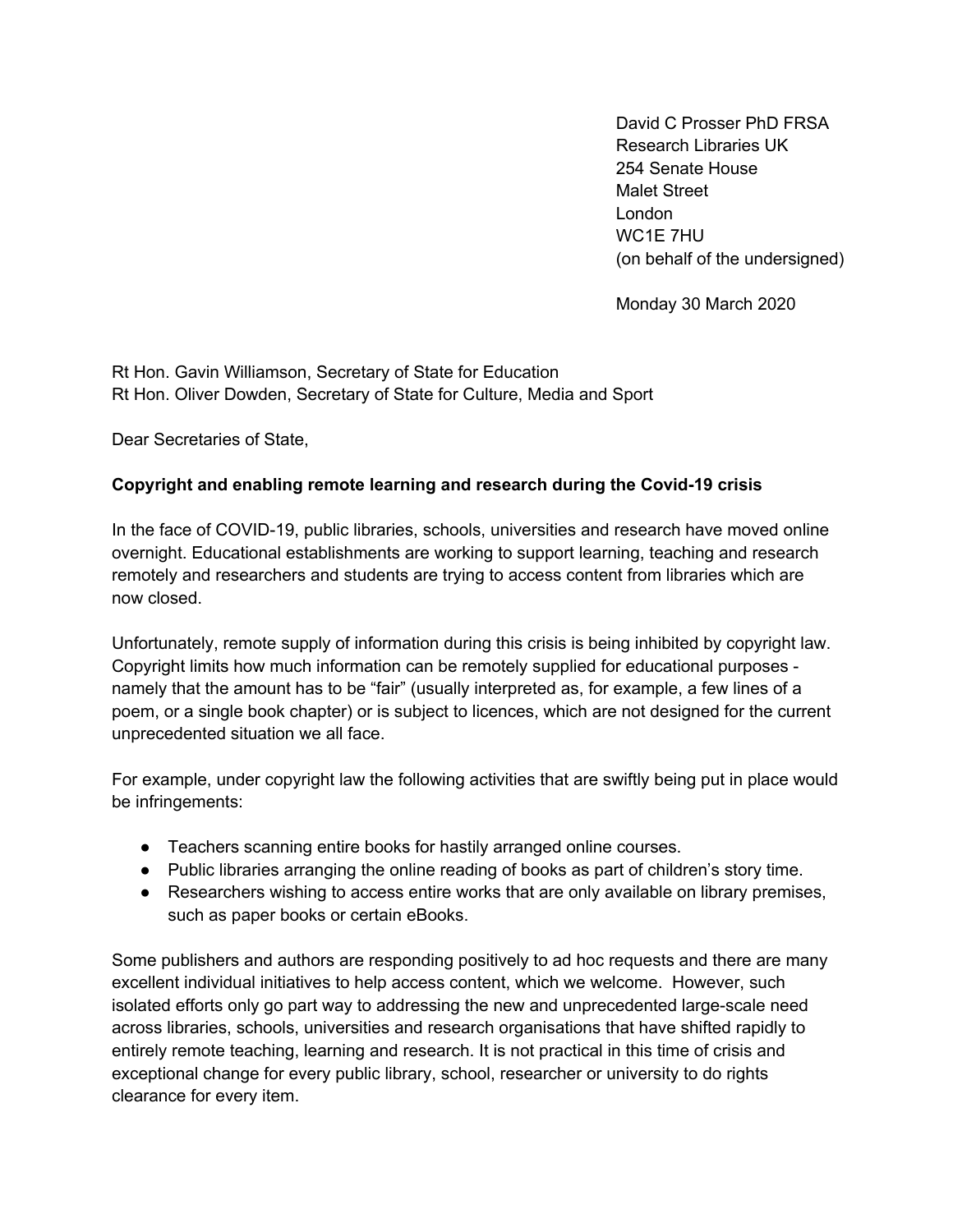David C Prosser PhD FRSA
Research Libraries UK
254 Senate House
Malet Street
London
WC1E 7HU
(on behalf of the undersigned)

Monday 30 March 2020

Rt Hon. Gavin Williamson, Secretary of State for Education
Rt Hon. Oliver Dowden, Secretary of State for Culture, Media and Sport

Dear Secretaries of State,

**Copyright and enabling remote learning and research during the Covid-19 crisis**

In the face of COVID-19, public libraries, schools, universities and research have moved online overnight. Educational establishments are working to support learning, teaching and research remotely and researchers and students are trying to access content from libraries which are now closed.

Unfortunately, remote supply of information during this crisis is being inhibited by copyright law. Copyright limits how much information can be remotely supplied for educational purposes - namely that the amount has to be "fair" (usually interpreted as, for example, a few lines of a poem, or a single book chapter) or is subject to licences, which are not designed for the current unprecedented situation we all face.

For example, under copyright law the following activities that are swiftly being put in place would be infringements:

- Teachers scanning entire books for hastily arranged online courses.
- Public libraries arranging the online reading of books as part of children's story time.
- Researchers wishing to access entire works that are only available on library premises, such as paper books or certain eBooks.

Some publishers and authors are responding positively to ad hoc requests and there are many excellent individual initiatives to help access content, which we welcome. However, such isolated efforts only go part way to addressing the new and unprecedented large-scale need across libraries, schools, universities and research organisations that have shifted rapidly to entirely remote teaching, learning and research. It is not practical in this time of crisis and exceptional change for every public library, school, researcher or university to do rights clearance for every item.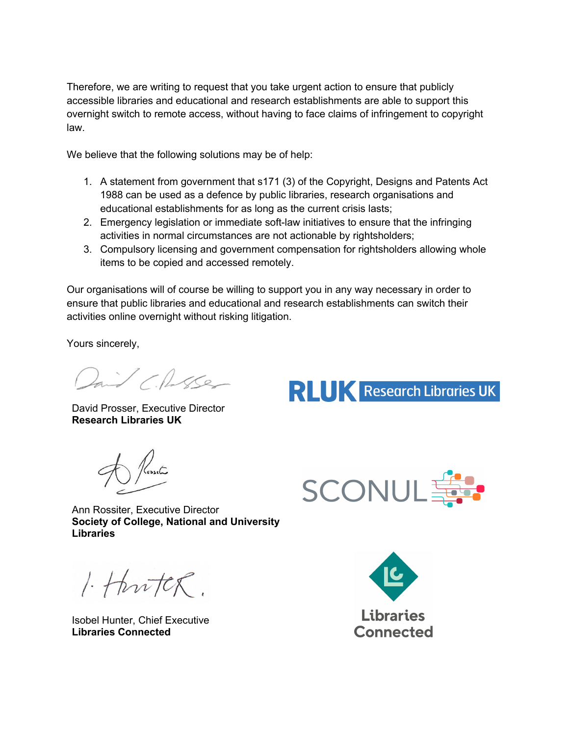Therefore, we are writing to request that you take urgent action to ensure that publicly accessible libraries and educational and research establishments are able to support this overnight switch to remote access, without having to face claims of infringement to copyright law.

We believe that the following solutions may be of help:

1. A statement from government that s171 (3) of the Copyright, Designs and Patents Act 1988 can be used as a defence by public libraries, research organisations and educational establishments for as long as the current crisis lasts;
2. Emergency legislation or immediate soft-law initiatives to ensure that the infringing activities in normal circumstances are not actionable by rightsholders;
3. Compulsory licensing and government compensation for rightsholders allowing whole items to be copied and accessed remotely.

Our organisations will of course be willing to support you in any way necessary in order to ensure that public libraries and educational and research establishments can switch their activities online overnight without risking litigation.

Yours sincerely,

David Prosser, Executive Director
**Research Libraries UK**

Ann Rossiter, Executive Director
**Society of College, National and University Libraries**

Isobel Hunter, Chief Executive
**Libraries Connected**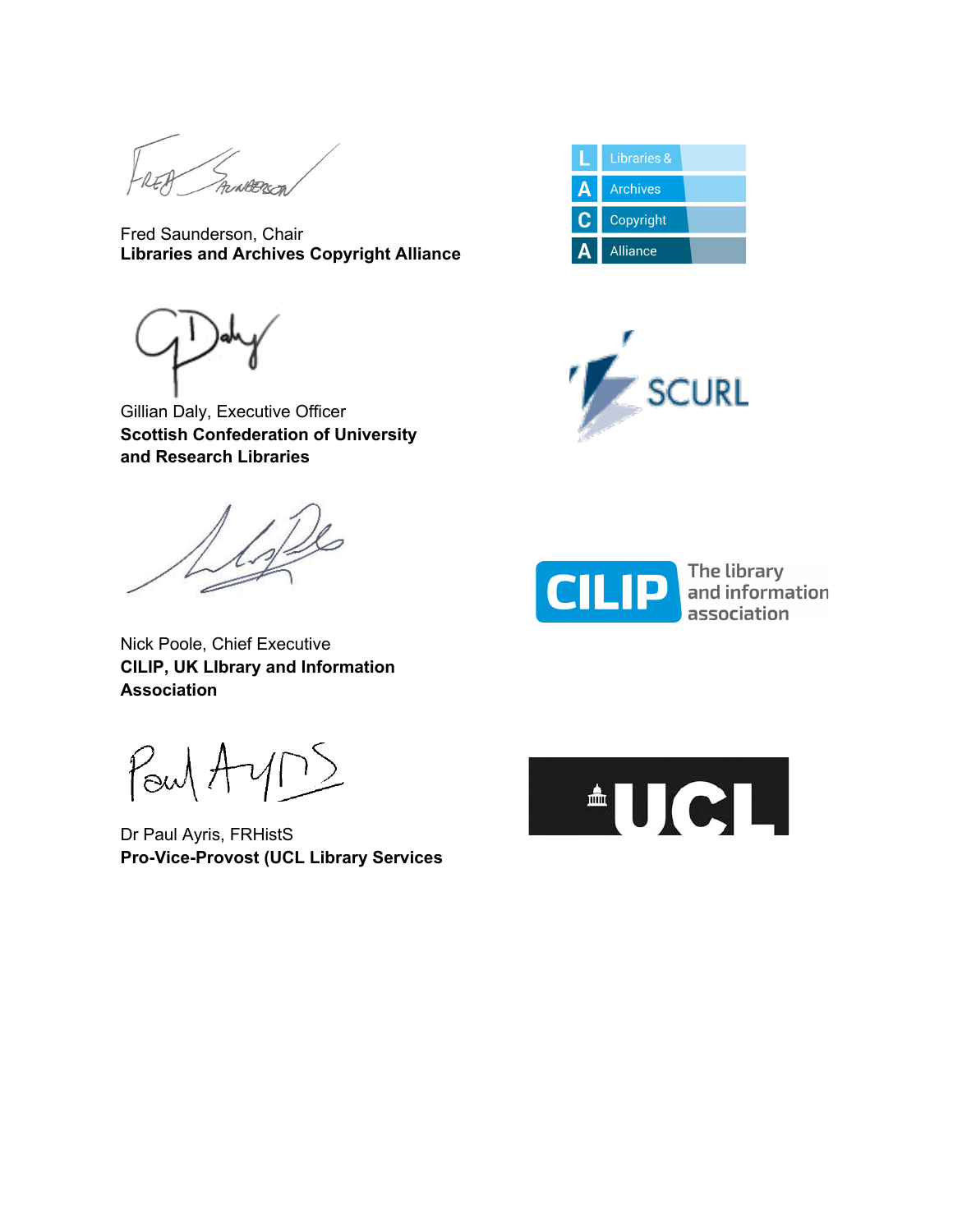Fred Saunderson, Chair
**Libraries and Archives Copyright Alliance**

Gillian Daly, Executive Officer
**Scottish Confederation of University and Research Libraries**

Nick Poole, Chief Executive
**CILIP, UK LIbrary and Information Association**

Dr Paul Ayris, FRHistS
**Pro-Vice-Provost (UCL Library Services**